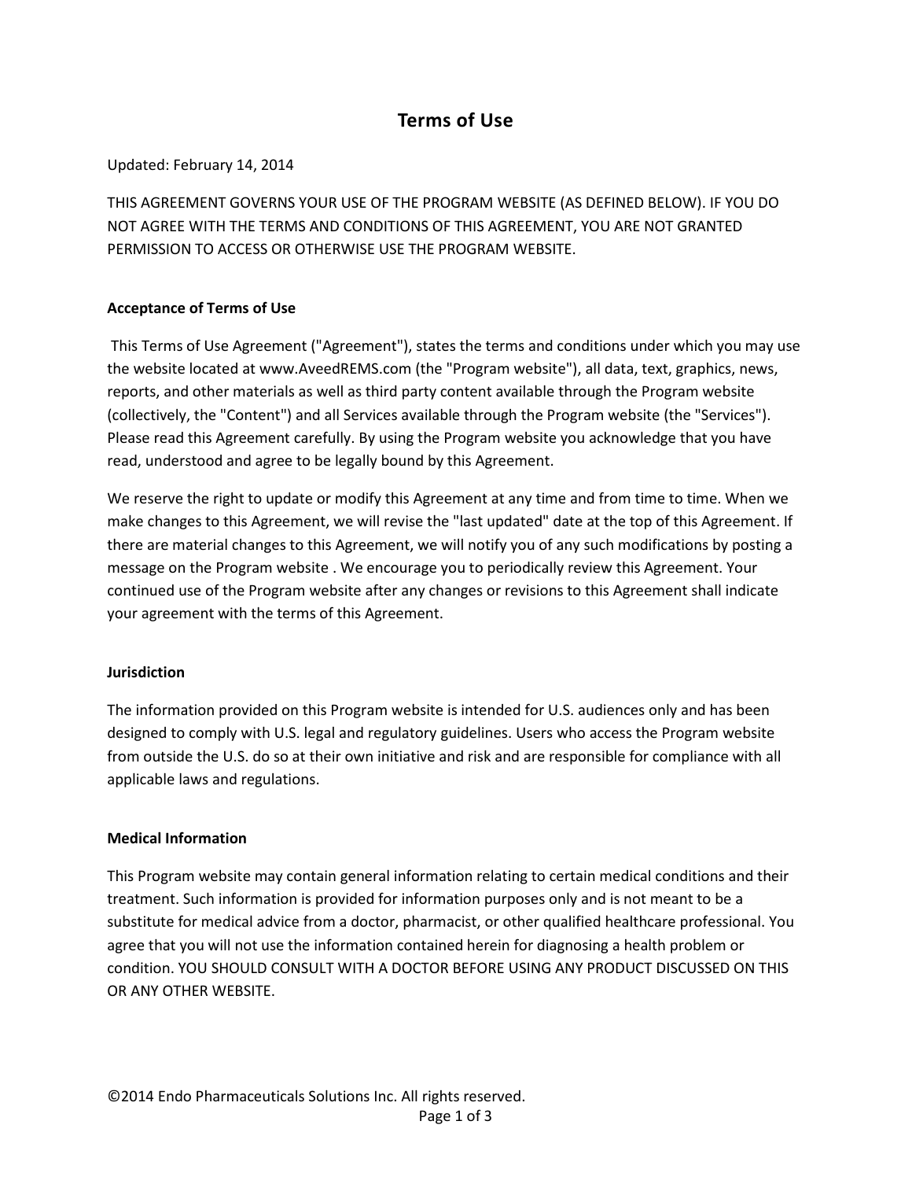# Terms of Use

Updated: February 14, 2014

THIS AGREEMENT GOVERNS YOUR USE OF THE PROGRAM WEBSITE (AS DEFINED BELOW). IF YOU DO NOT AGREE WITH THE TERMS AND CONDITIONS OF THIS AGREEMENT, YOU ARE NOT GRANTED PERMISSION TO ACCESS OR OTHERWISE USE THE PROGRAM WEBSITE.

## Acceptance of Terms of Use

This Terms of Use Agreement ("Agreement"), states the terms and conditions under which you may use the website located at www.AveedREMS.com (the "Program website"), all data, text, graphics, news, reports, and other materials as well as third party content available through the Program website (collectively, the "Content") and all Services available through the Program website (the "Services"). Please read this Agreement carefully. By using the Program website you acknowledge that you have read, understood and agree to be legally bound by this Agreement.

We reserve the right to update or modify this Agreement at any time and from time to time. When we make changes to this Agreement, we will revise the "last updated" date at the top of this Agreement. If there are material changes to this Agreement, we will notify you of any such modifications by posting a message on the Program website . We encourage you to periodically review this Agreement. Your continued use of the Program website after any changes or revisions to this Agreement shall indicate your agreement with the terms of this Agreement.

## Jurisdiction

The information provided on this Program website is intended for U.S. audiences only and has been designed to comply with U.S. legal and regulatory guidelines. Users who access the Program website from outside the U.S. do so at their own initiative and risk and are responsible for compliance with all applicable laws and regulations.

## Medical Information

This Program website may contain general information relating to certain medical conditions and their treatment. Such information is provided for information purposes only and is not meant to be a substitute for medical advice from a doctor, pharmacist, or other qualified healthcare professional. You agree that you will not use the information contained herein for diagnosing a health problem or condition. YOU SHOULD CONSULT WITH A DOCTOR BEFORE USING ANY PRODUCT DISCUSSED ON THIS OR ANY OTHER WEBSITE.

©2014 Endo Pharmaceuticals Solutions Inc. All rights reserved.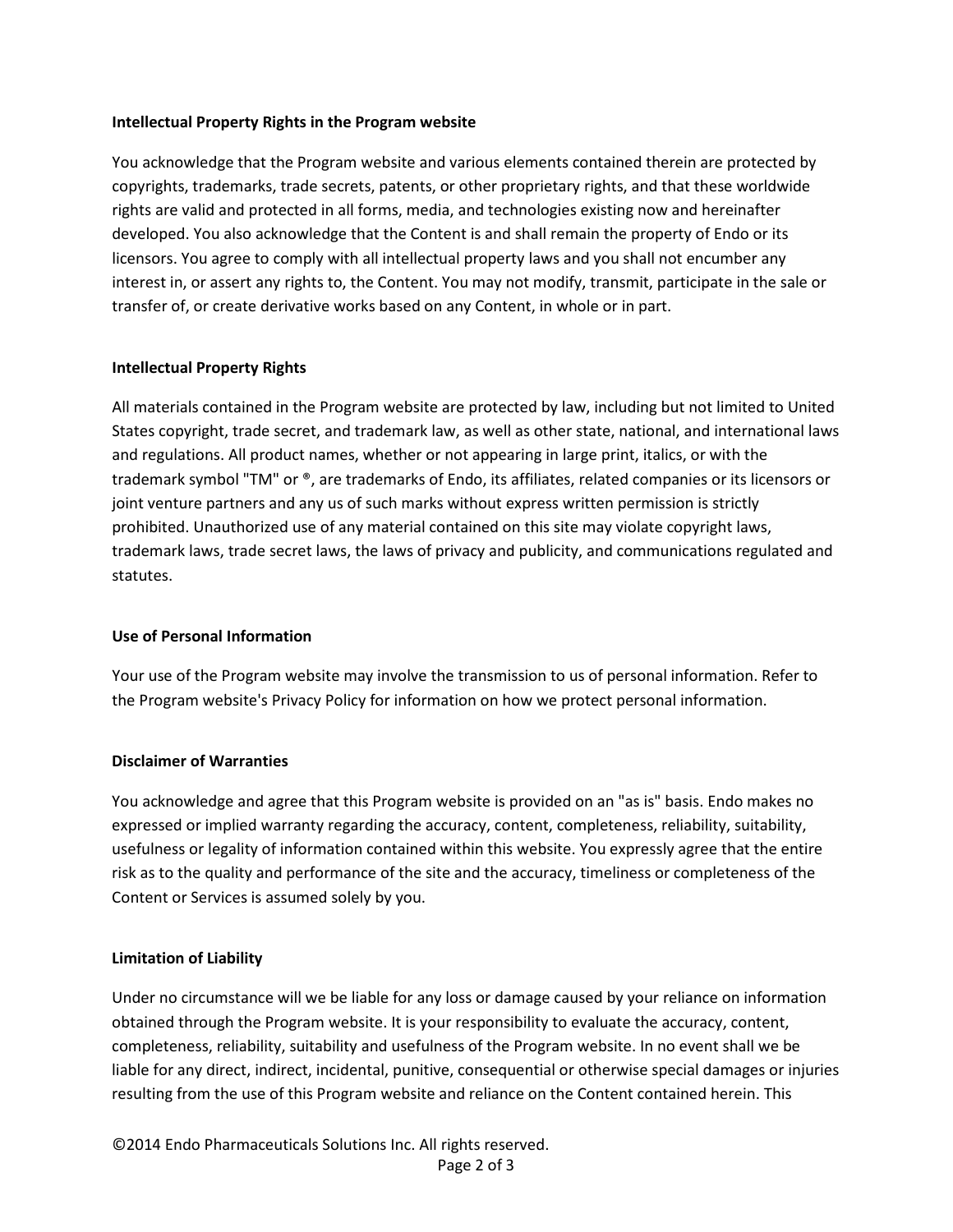**Intellectual Property Rights in the Program website**

You acknowledge that the Program website and various elements contained therein are protected by copyrights, trademarks, trade secrets, patents, or other proprietary rights, and that these worldwide rights are valid and protected in all forms, media, and technologies existing now and hereinafter developed. You also acknowledge that the Content is and shall remain the property of Endo or its licensors. You agree to comply with all intellectual property laws and you shall not encumber any interest in, or assert any rights to, the Content. You may not modify, transmit, participate in the sale or transfer of, or create derivative works based on any Content, in whole or in part.

**Intellectual Property Rights**

All materials contained in the Program website are protected by law, including but not limited to United States copyright, trade secret, and trademark law, as well as other state, national, and international laws and regulations. All product names, whether or not appearing in large print, italics, or with the trademark symbol "TM" or ®, are trademarks of Endo, its affiliates, related companies or its licensors or joint venture partners and any us of such marks without express written permission is strictly prohibited. Unauthorized use of any material contained on this site may violate copyright laws, trademark laws, trade secret laws, the laws of privacy and publicity, and communications regulated and statutes.

**Use of Personal Information**

Your use of the Program website may involve the transmission to us of personal information. Refer to the Program website's Privacy Policy for information on how we protect personal information.

**Disclaimer of Warranties**

You acknowledge and agree that this Program website is provided on an "as is" basis. Endo makes no expressed or implied warranty regarding the accuracy, content, completeness, reliability, suitability, usefulness or legality of information contained within this website. You expressly agree that the entire risk as to the quality and performance of the site and the accuracy, timeliness or completeness of the Content or Services is assumed solely by you.

**Limitation of Liability**

Under no circumstance will we be liable for any loss or damage caused by your reliance on information obtained through the Program website. It is your responsibility to evaluate the accuracy, content, completeness, reliability, suitability and usefulness of the Program website. In no event shall we be liable for any direct, indirect, incidental, punitive, consequential or otherwise special damages or injuries resulting from the use of this Program website and reliance on the Content contained herein. This

©2014 Endo Pharmaceuticals Solutions Inc. All rights reserved.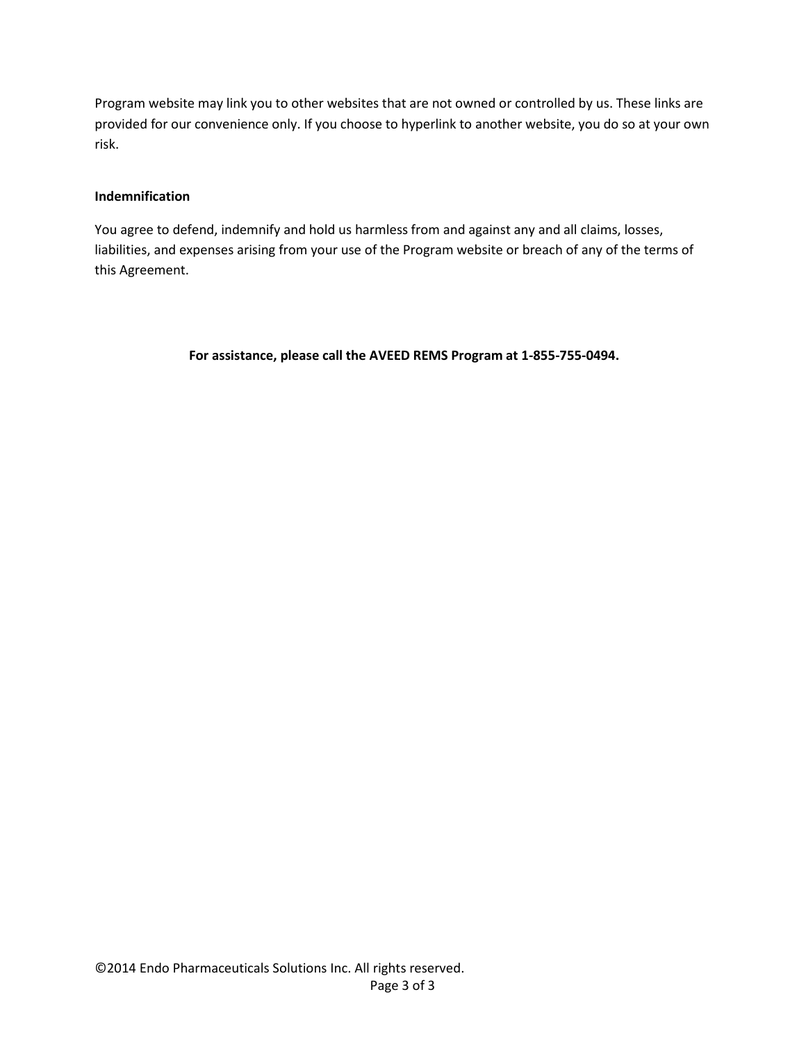Program website may link you to other websites that are not owned or controlled by us. These links are provided for our convenience only. If you choose to hyperlink to another website, you do so at your own risk.

**Indemnification**

You agree to defend, indemnify and hold us harmless from and against any and all claims, losses, liabilities, and expenses arising from your use of the Program website or breach of any of the terms of this Agreement.

**For assistance, please call the AVEED REMS Program at 1-855-755-0494.**

©2014 Endo Pharmaceuticals Solutions Inc. All rights reserved.